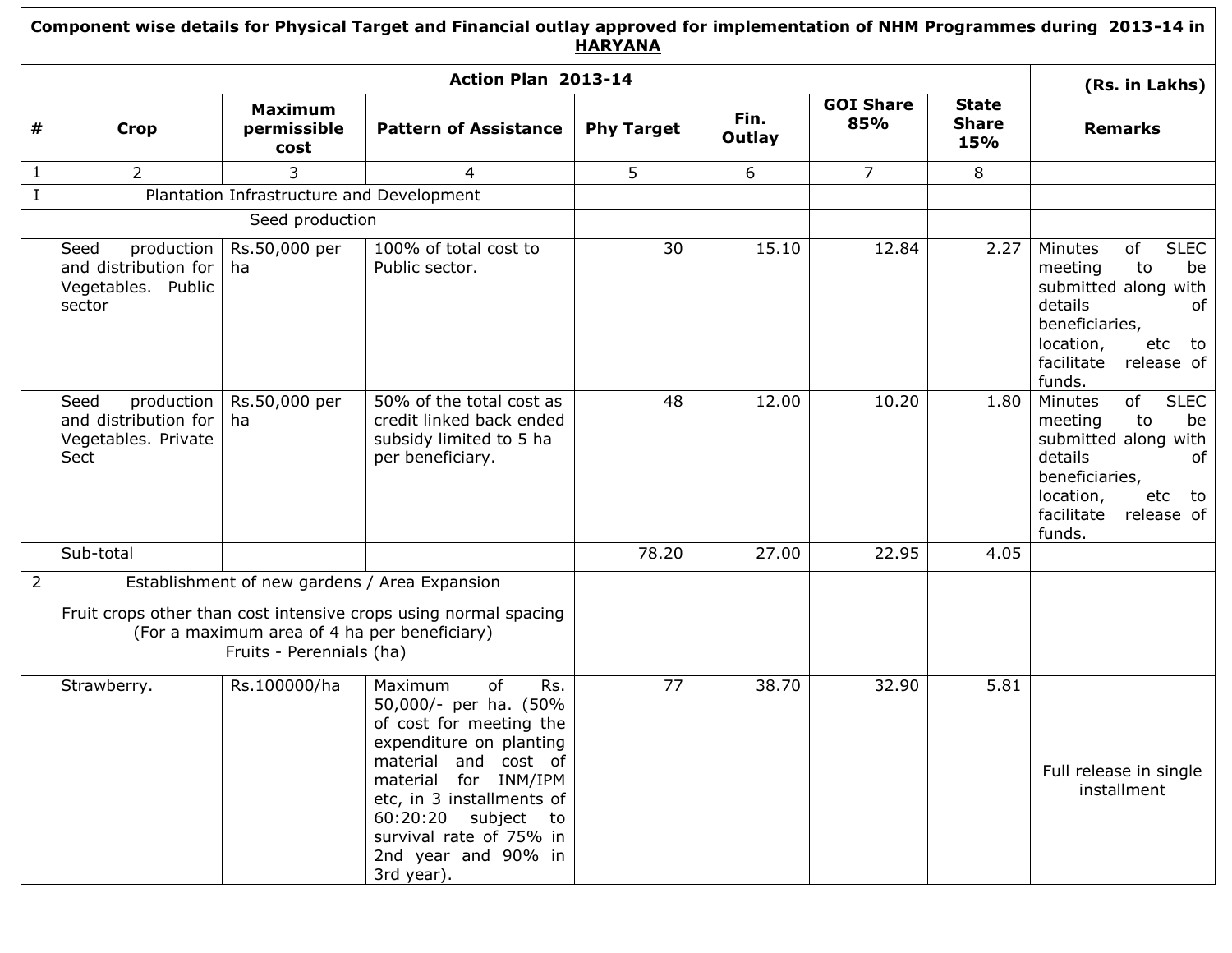**Component wise details for Physical Target and Financial outlay approved for implementation of NHM Programmes during 2013-14 in HARYANA**

| # | Crop | Maximum permissible cost | Pattern of Assistance | Phy Target | Fin. Outlay | GOI Share 85% | State Share 15% | Remarks |
|---|---|---|---|---|---|---|---|---|
| | Action Plan 2013-14 | | | | | | | (Rs. in Lakhs) |
| 1 | 2 | 3 | 4 | 5 | 6 | 7 | 8 | |
| I | Plantation Infrastructure and Development | | | | | | | |
| | Seed production | | | | | | | |
| | Seed production and distribution for Vegetables. Public sector | Rs.50,000 per ha | 100% of total cost to Public sector. | 30 | 15.10 | 12.84 | 2.27 | Minutes of SLEC meeting to be submitted along with details of beneficiaries, location, etc to facilitate release of funds. |
| | Seed production and distribution for Vegetables. Private Sect | Rs.50,000 per ha | 50% of the total cost as credit linked back ended subsidy limited to 5 ha per beneficiary. | 48 | 12.00 | 10.20 | 1.80 | Minutes of SLEC meeting to be submitted along with details of beneficiaries, location, etc to facilitate release of funds. |
| | Sub-total | | | 78.20 | 27.00 | 22.95 | 4.05 | |
| 2 | Establishment of new gardens / Area Expansion | | | | | | | |
| | Fruit crops other than cost intensive crops using normal spacing (For a maximum area of 4 ha per beneficiary) | | | | | | | |
| | Fruits - Perennials (ha) | | | | | | | |
| | Strawberry. | Rs.100000/ha | Maximum of Rs. 50,000/- per ha. (50% of cost for meeting the expenditure on planting material and cost of material for INM/IPM etc, in 3 installments of 60:20:20 subject to survival rate of 75% in 2nd year and 90% in 3rd year). | 77 | 38.70 | 32.90 | 5.81 | Full release in single installment |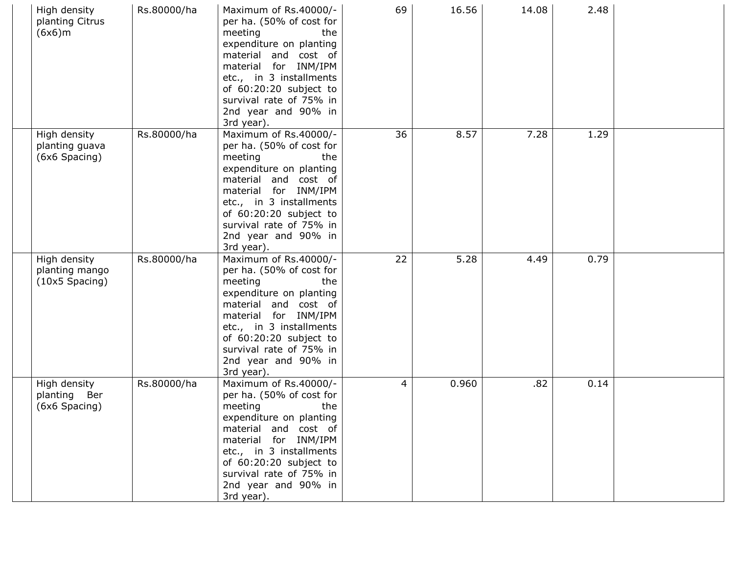| | | | | | | | | |
|---|---|---|---|---|---|---|---|---|
| | High density planting Citrus (6x6)m | Rs.80000/ha | Maximum of Rs.40000/- per ha. (50% of cost for meeting the expenditure on planting material and cost of material for INM/IPM etc., in 3 installments of 60:20:20 subject to survival rate of 75% in 2nd year and 90% in 3rd year). | 69 | 16.56 | 14.08 | 2.48 | |
| | High density planting guava (6x6 Spacing) | Rs.80000/ha | Maximum of Rs.40000/- per ha. (50% of cost for meeting the expenditure on planting material and cost of material for INM/IPM etc., in 3 installments of 60:20:20 subject to survival rate of 75% in 2nd year and 90% in 3rd year). | 36 | 8.57 | 7.28 | 1.29 | |
| | High density planting mango (10x5 Spacing) | Rs.80000/ha | Maximum of Rs.40000/- per ha. (50% of cost for meeting the expenditure on planting material and cost of material for INM/IPM etc., in 3 installments of 60:20:20 subject to survival rate of 75% in 2nd year and 90% in 3rd year). | 22 | 5.28 | 4.49 | 0.79 | |
| | High density planting Ber (6x6 Spacing) | Rs.80000/ha | Maximum of Rs.40000/- per ha. (50% of cost for meeting the expenditure on planting material and cost of material for INM/IPM etc., in 3 installments of 60:20:20 subject to survival rate of 75% in 2nd year and 90% in 3rd year). | 4 | 0.960 | .82 | 0.14 | |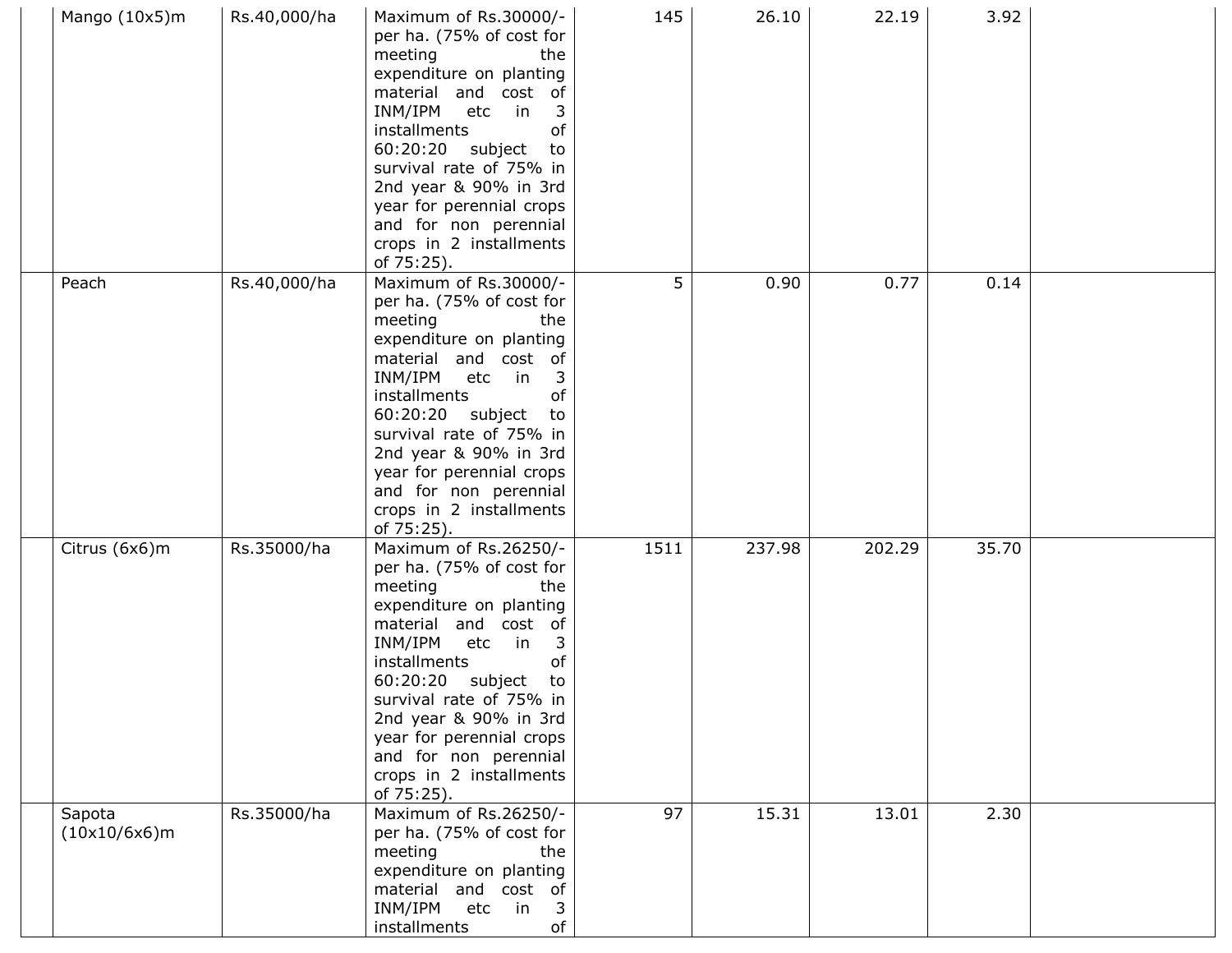| | | | | | | | | |
|---|---|---|---|---|---|---|---|---|
| | Mango (10x5)m | Rs.40,000/ha | Maximum of Rs.30000/- per ha. (75% of cost for meeting the expenditure on planting material and cost of INM/IPM etc in 3 installments of 60:20:20 subject to survival rate of 75% in 2nd year & 90% in 3rd year for perennial crops and for non perennial crops in 2 installments of 75:25). | 145 | 26.10 | 22.19 | 3.92 | |
| | Peach | Rs.40,000/ha | Maximum of Rs.30000/- per ha. (75% of cost for meeting the expenditure on planting material and cost of INM/IPM etc in 3 installments of 60:20:20 subject to survival rate of 75% in 2nd year & 90% in 3rd year for perennial crops and for non perennial crops in 2 installments of 75:25). | 5 | 0.90 | 0.77 | 0.14 | |
| | Citrus (6x6)m | Rs.35000/ha | Maximum of Rs.26250/- per ha. (75% of cost for meeting the expenditure on planting material and cost of INM/IPM etc in 3 installments of 60:20:20 subject to survival rate of 75% in 2nd year & 90% in 3rd year for perennial crops and for non perennial crops in 2 installments of 75:25). | 1511 | 237.98 | 202.29 | 35.70 | |
| | Sapota (10x10/6x6)m | Rs.35000/ha | Maximum of Rs.26250/- per ha. (75% of cost for meeting the expenditure on planting material and cost of INM/IPM etc in 3 installments of | 97 | 15.31 | 13.01 | 2.30 | |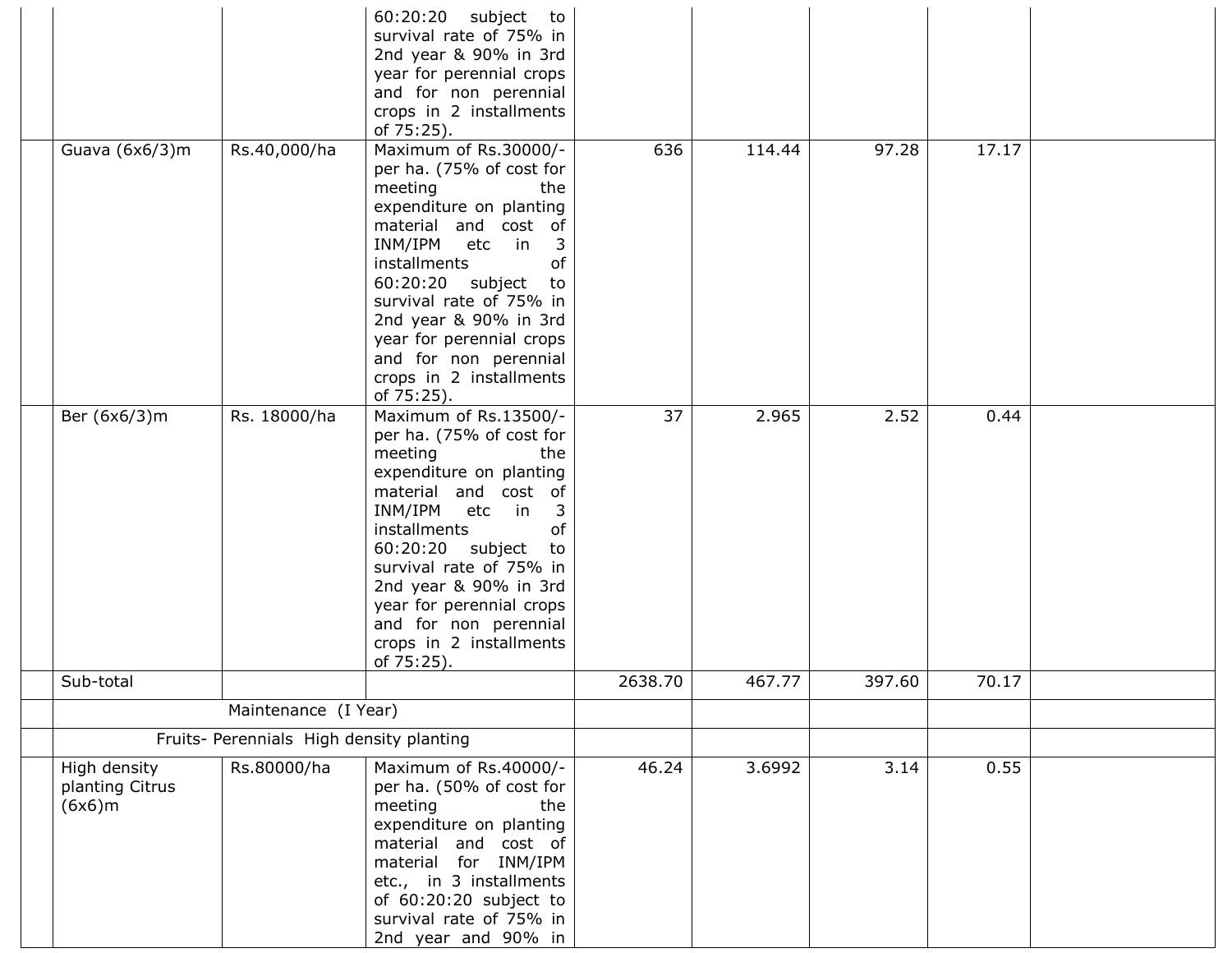| | | | | | | | | |
|---|---|---|---|---|---|---|---|---|
| | | | 60:20:20 subject to survival rate of 75% in 2nd year & 90% in 3rd year for perennial crops and for non perennial crops in 2 installments of 75:25). | | | | | |
| | Guava (6x6/3)m | Rs.40,000/ha | Maximum of Rs.30000/- per ha. (75% of cost for meeting the expenditure on planting material and cost of INM/IPM etc in 3 installments of 60:20:20 subject to survival rate of 75% in 2nd year & 90% in 3rd year for perennial crops and for non perennial crops in 2 installments of 75:25). | 636 | 114.44 | 97.28 | 17.17 | |
| | Ber (6x6/3)m | Rs. 18000/ha | Maximum of Rs.13500/- per ha. (75% of cost for meeting the expenditure on planting material and cost of INM/IPM etc in 3 installments of 60:20:20 subject to survival rate of 75% in 2nd year & 90% in 3rd year for perennial crops and for non perennial crops in 2 installments of 75:25). | 37 | 2.965 | 2.52 | 0.44 | |
| | Sub-total | | | 2638.70 | 467.77 | 397.60 | 70.17 | |
| | Maintenance (I Year) | | | | | | | |
| | Fruits- Perennials High density planting | | | | | | | |
| | High density planting Citrus (6x6)m | Rs.80000/ha | Maximum of Rs.40000/- per ha. (50% of cost for meeting the expenditure on planting material and cost of material for INM/IPM etc., in 3 installments of 60:20:20 subject to survival rate of 75% in 2nd year and 90% in | 46.24 | 3.6992 | 3.14 | 0.55 | |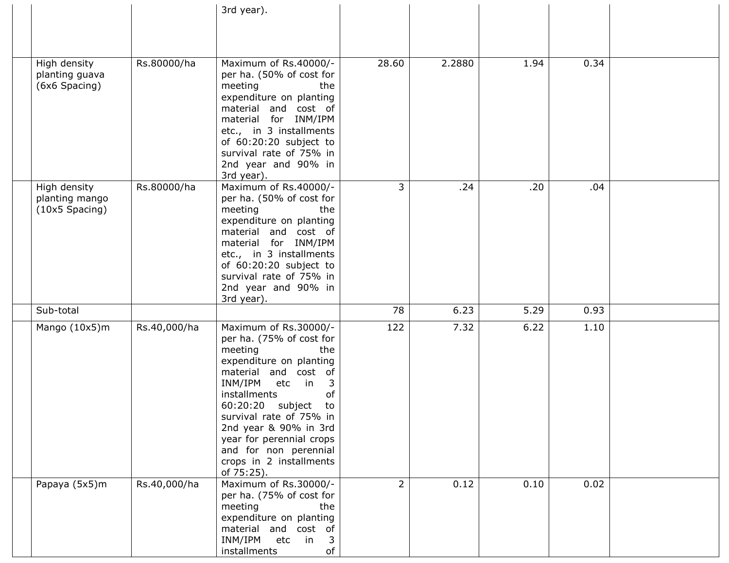| | | | | | | | | |
|---|---|---|---|---|---|---|---|---|
| | | | 3rd year). | | | | | |
| | High density planting guava (6x6 Spacing) | Rs.80000/ha | Maximum of Rs.40000/- per ha. (50% of cost for meeting the expenditure on planting material and cost of material for INM/IPM etc., in 3 installments of 60:20:20 subject to survival rate of 75% in 2nd year and 90% in 3rd year). | 28.60 | 2.2880 | 1.94 | 0.34 | |
| | High density planting mango (10x5 Spacing) | Rs.80000/ha | Maximum of Rs.40000/- per ha. (50% of cost for meeting the expenditure on planting material and cost of material for INM/IPM etc., in 3 installments of 60:20:20 subject to survival rate of 75% in 2nd year and 90% in 3rd year). | 3 | .24 | .20 | .04 | |
| | Sub-total | | | 78 | 6.23 | 5.29 | 0.93 | |
| | Mango (10x5)m | Rs.40,000/ha | Maximum of Rs.30000/- per ha. (75% of cost for meeting the expenditure on planting material and cost of INM/IPM etc in 3 installments of 60:20:20 subject to survival rate of 75% in 2nd year & 90% in 3rd year for perennial crops and for non perennial crops in 2 installments of 75:25). | 122 | 7.32 | 6.22 | 1.10 | |
| | Papaya (5x5)m | Rs.40,000/ha | Maximum of Rs.30000/- per ha. (75% of cost for meeting the expenditure on planting material and cost of INM/IPM etc in 3 installments of | 2 | 0.12 | 0.10 | 0.02 | |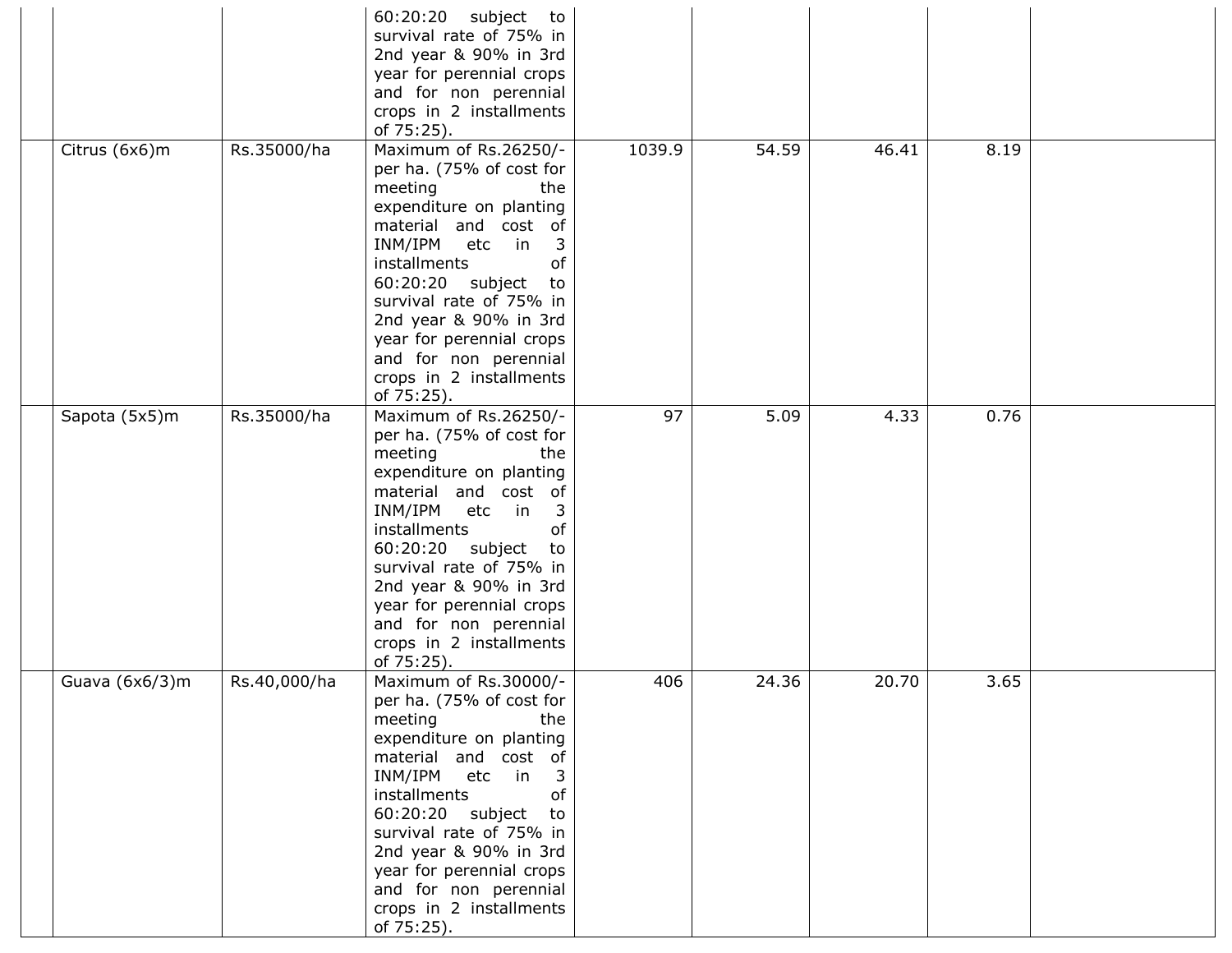| | | | | | | | | |
|---|---|---|---|---|---|---|---|---|
| | | | 60:20:20 subject to survival rate of 75% in 2nd year & 90% in 3rd year for perennial crops and for non perennial crops in 2 installments of 75:25). | | | | | |
| | Citrus (6x6)m | Rs.35000/ha | Maximum of Rs.26250/- per ha. (75% of cost for meeting the expenditure on planting material and cost of INM/IPM etc in 3 installments of 60:20:20 subject to survival rate of 75% in 2nd year & 90% in 3rd year for perennial crops and for non perennial crops in 2 installments of 75:25). | 1039.9 | 54.59 | 46.41 | 8.19 | |
| | Sapota (5x5)m | Rs.35000/ha | Maximum of Rs.26250/- per ha. (75% of cost for meeting the expenditure on planting material and cost of INM/IPM etc in 3 installments of 60:20:20 subject to survival rate of 75% in 2nd year & 90% in 3rd year for perennial crops and for non perennial crops in 2 installments of 75:25). | 97 | 5.09 | 4.33 | 0.76 | |
| | Guava (6x6/3)m | Rs.40,000/ha | Maximum of Rs.30000/- per ha. (75% of cost for meeting the expenditure on planting material and cost of INM/IPM etc in 3 installments of 60:20:20 subject to survival rate of 75% in 2nd year & 90% in 3rd year for perennial crops and for non perennial crops in 2 installments of 75:25). | 406 | 24.36 | 20.70 | 3.65 | |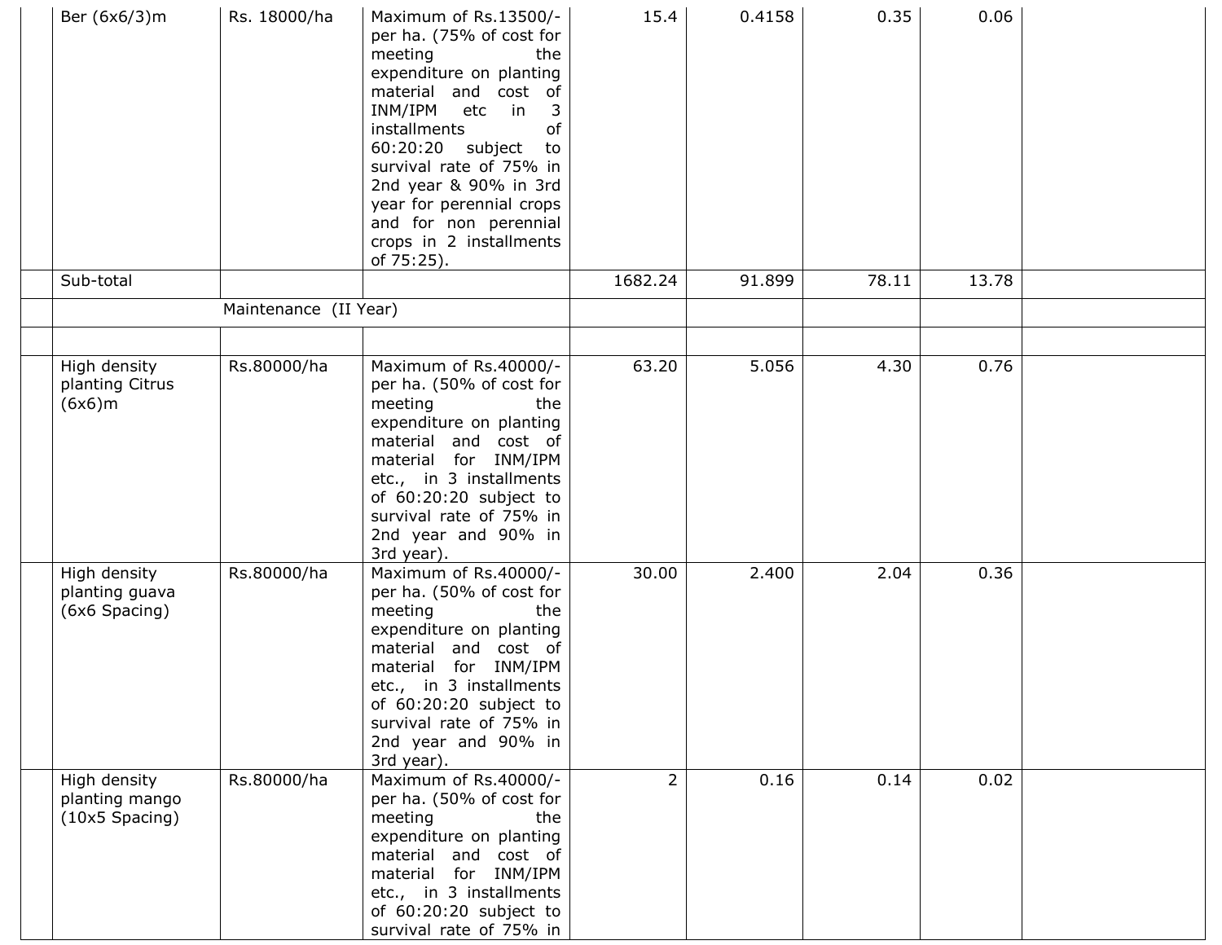| | | | | | | | | |
|---|---|---|---|---|---|---|---|---|
| | Ber (6x6/3)m | Rs. 18000/ha | Maximum of Rs.13500/- per ha. (75% of cost for meeting the expenditure on planting material and cost of INM/IPM etc in 3 installments of 60:20:20 subject to survival rate of 75% in 2nd year & 90% in 3rd year for perennial crops and for non perennial crops in 2 installments of 75:25). | 15.4 | 0.4158 | 0.35 | 0.06 | |
| | Sub-total | | | 1682.24 | 91.899 | 78.11 | 13.78 | |
| | | Maintenance (II Year) | | | | | | |
| | | | | | | | | |
| | High density planting Citrus (6x6)m | Rs.80000/ha | Maximum of Rs.40000/- per ha. (50% of cost for meeting the expenditure on planting material and cost of material for INM/IPM etc., in 3 installments of 60:20:20 subject to survival rate of 75% in 2nd year and 90% in 3rd year). | 63.20 | 5.056 | 4.30 | 0.76 | |
| | High density planting guava (6x6 Spacing) | Rs.80000/ha | Maximum of Rs.40000/- per ha. (50% of cost for meeting the expenditure on planting material and cost of material for INM/IPM etc., in 3 installments of 60:20:20 subject to survival rate of 75% in 2nd year and 90% in 3rd year). | 30.00 | 2.400 | 2.04 | 0.36 | |
| | High density planting mango (10x5 Spacing) | Rs.80000/ha | Maximum of Rs.40000/- per ha. (50% of cost for meeting the expenditure on planting material and cost of material for INM/IPM etc., in 3 installments of 60:20:20 subject to survival rate of 75% in | 2 | 0.16 | 0.14 | 0.02 | |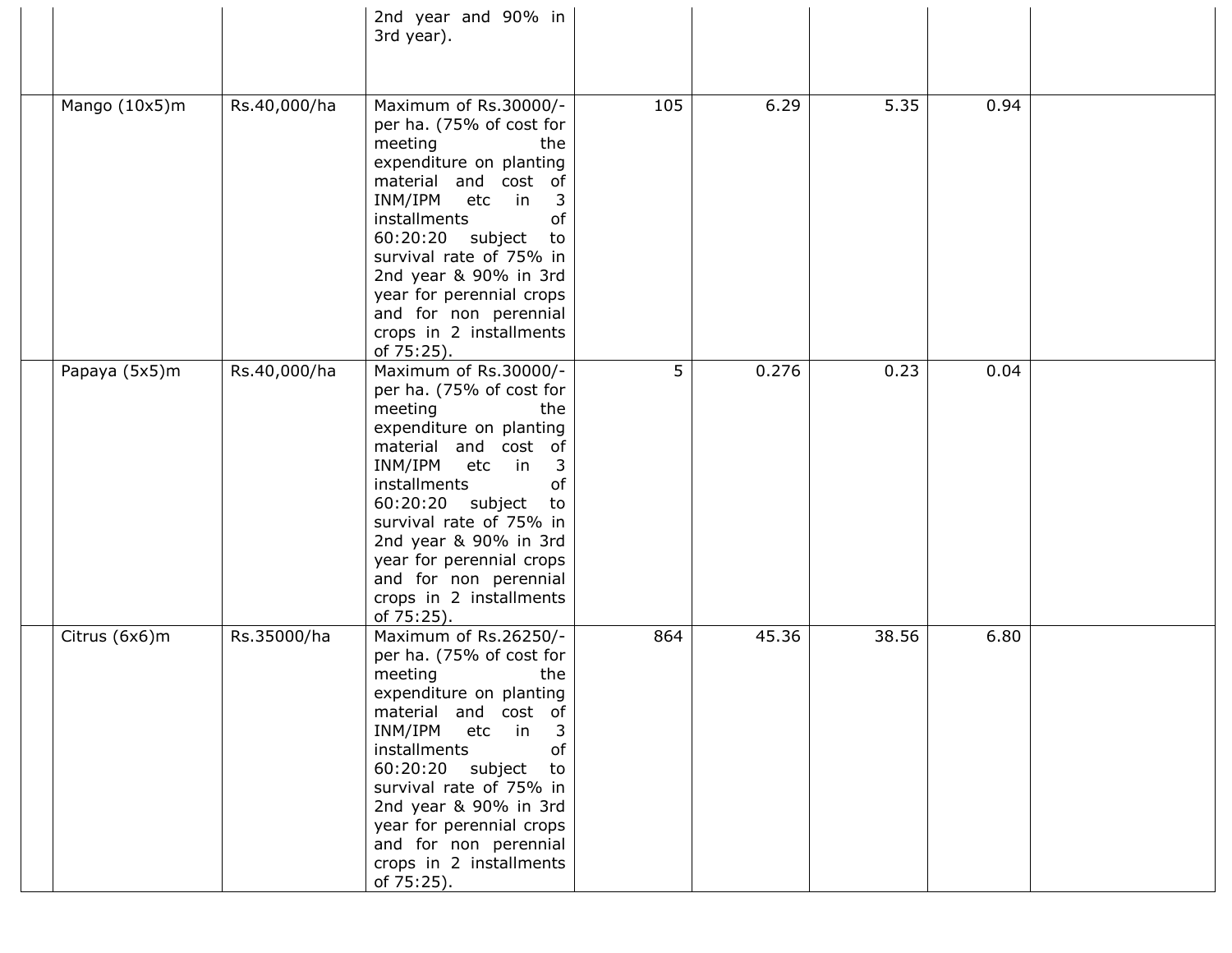| | | | | | | | | |
|---|---|---|---|---|---|---|---|---|
| | | | 2nd year and 90% in 3rd year). | | | | | |
| | Mango (10x5)m | Rs.40,000/ha | Maximum of Rs.30000/- per ha. (75% of cost for meeting the expenditure on planting material and cost of INM/IPM etc in 3 installments of 60:20:20 subject to survival rate of 75% in 2nd year & 90% in 3rd year for perennial crops and for non perennial crops in 2 installments of 75:25). | 105 | 6.29 | 5.35 | 0.94 | |
| | Papaya (5x5)m | Rs.40,000/ha | Maximum of Rs.30000/- per ha. (75% of cost for meeting the expenditure on planting material and cost of INM/IPM etc in 3 installments of 60:20:20 subject to survival rate of 75% in 2nd year & 90% in 3rd year for perennial crops and for non perennial crops in 2 installments of 75:25). | 5 | 0.276 | 0.23 | 0.04 | |
| | Citrus (6x6)m | Rs.35000/ha | Maximum of Rs.26250/- per ha. (75% of cost for meeting the expenditure on planting material and cost of INM/IPM etc in 3 installments of 60:20:20 subject to survival rate of 75% in 2nd year & 90% in 3rd year for perennial crops and for non perennial crops in 2 installments of 75:25). | 864 | 45.36 | 38.56 | 6.80 | |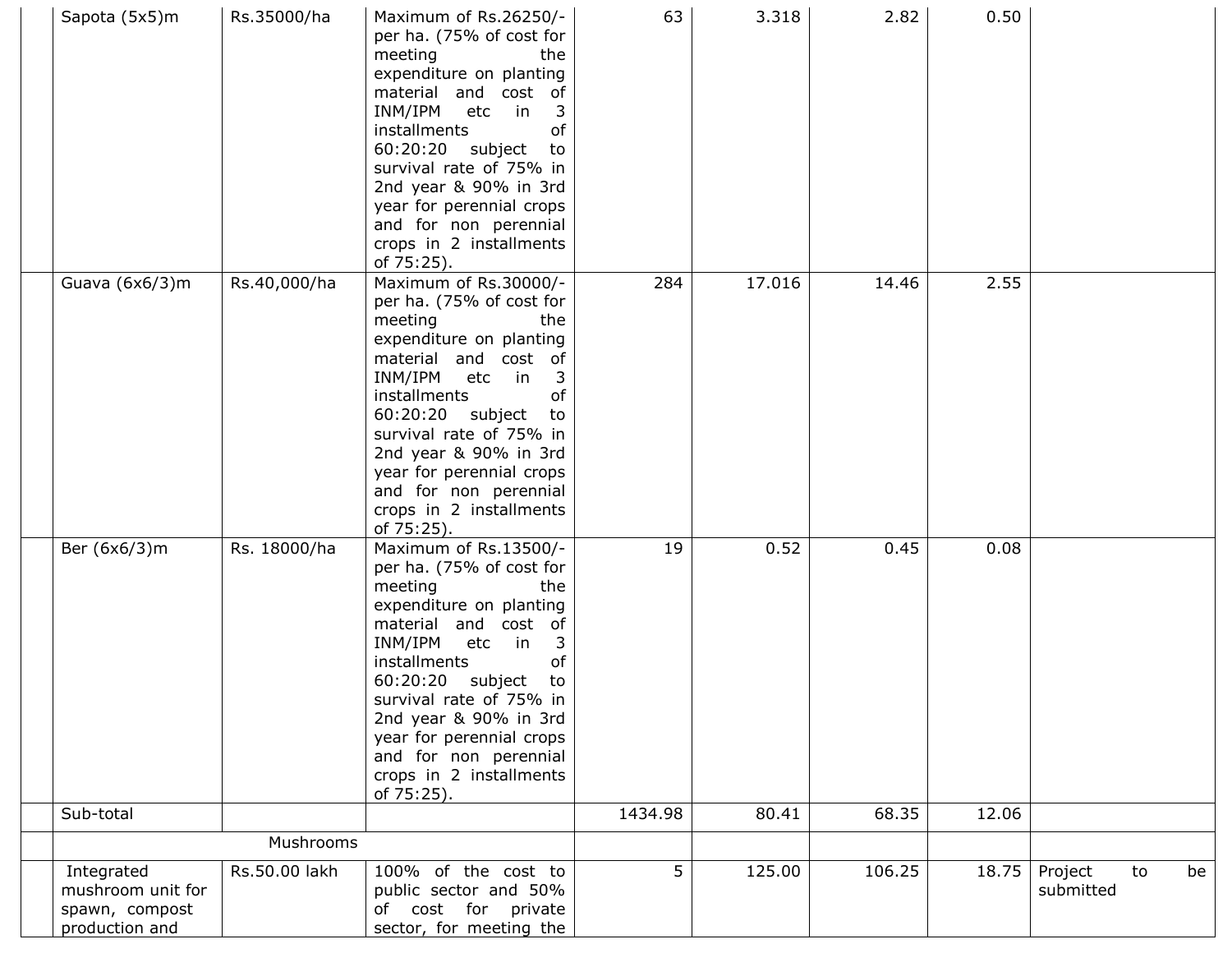| | | | | | | | | |
|---|---|---|---|---|---|---|---|---|
| | Sapota (5x5)m | Rs.35000/ha | Maximum of Rs.26250/- per ha. (75% of cost for meeting the expenditure on planting material and cost of INM/IPM etc in 3 installments of 60:20:20 subject to survival rate of 75% in 2nd year & 90% in 3rd year for perennial crops and for non perennial crops in 2 installments of 75:25). | 63 | 3.318 | 2.82 | 0.50 | |
| | Guava (6x6/3)m | Rs.40,000/ha | Maximum of Rs.30000/- per ha. (75% of cost for meeting the expenditure on planting material and cost of INM/IPM etc in 3 installments of 60:20:20 subject to survival rate of 75% in 2nd year & 90% in 3rd year for perennial crops and for non perennial crops in 2 installments of 75:25). | 284 | 17.016 | 14.46 | 2.55 | |
| | Ber (6x6/3)m | Rs. 18000/ha | Maximum of Rs.13500/- per ha. (75% of cost for meeting the expenditure on planting material and cost of INM/IPM etc in 3 installments of 60:20:20 subject to survival rate of 75% in 2nd year & 90% in 3rd year for perennial crops and for non perennial crops in 2 installments of 75:25). | 19 | 0.52 | 0.45 | 0.08 | |
| | Sub-total | | | 1434.98 | 80.41 | 68.35 | 12.06 | |
| | Mushrooms | | | | | | | |
| | Integrated mushroom unit for spawn, compost production and | Rs.50.00 lakh | 100% of the cost to public sector and 50% of cost for private sector, for meeting the | 5 | 125.00 | 106.25 | 18.75 | Project to be submitted |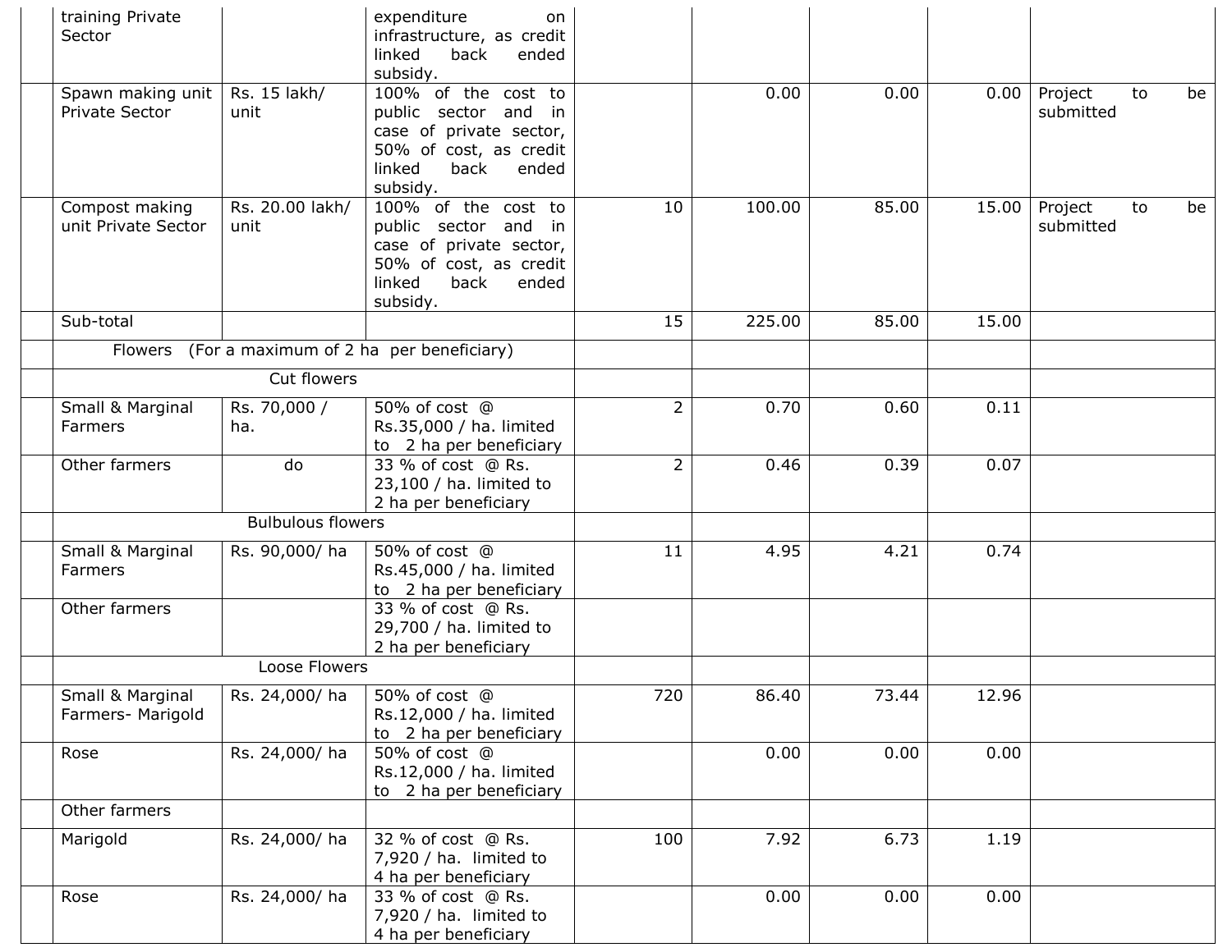| | | | | | | | | |
|---|---|---|---|---|---|---|---|---|
| | training Private Sector | | expenditure on infrastructure, as credit linked back ended subsidy. | | | | | |
| | Spawn making unit Private Sector | Rs. 15 lakh/ unit | 100% of the cost to public sector and in case of private sector, 50% of cost, as credit linked back ended subsidy. | | 0.00 | 0.00 | 0.00 | Project to be submitted |
| | Compost making unit Private Sector | Rs. 20.00 lakh/ unit | 100% of the cost to public sector and in case of private sector, 50% of cost, as credit linked back ended subsidy. | 10 | 100.00 | 85.00 | 15.00 | Project to be submitted |
| | Sub-total | | | 15 | 225.00 | 85.00 | 15.00 | |
| | Flowers (For a maximum of 2 ha per beneficiary) | | | | | | | |
| | Cut flowers | | | | | | | |
| | Small & Marginal Farmers | Rs. 70,000 / ha. | 50% of cost @ Rs.35,000 / ha. limited to 2 ha per beneficiary | 2 | 0.70 | 0.60 | 0.11 | |
| | Other farmers | do | 33 % of cost @ Rs. 23,100 / ha. limited to 2 ha per beneficiary | 2 | 0.46 | 0.39 | 0.07 | |
| | Bulbulous flowers | | | | | | | |
| | Small & Marginal Farmers | Rs. 90,000/ ha | 50% of cost @ Rs.45,000 / ha. limited to 2 ha per beneficiary | 11 | 4.95 | 4.21 | 0.74 | |
| | Other farmers | | 33 % of cost @ Rs. 29,700 / ha. limited to 2 ha per beneficiary | | | | | |
| | Loose Flowers | | | | | | | |
| | Small & Marginal Farmers- Marigold | Rs. 24,000/ ha | 50% of cost @ Rs.12,000 / ha. limited to 2 ha per beneficiary | 720 | 86.40 | 73.44 | 12.96 | |
| | Rose | Rs. 24,000/ ha | 50% of cost @ Rs.12,000 / ha. limited to 2 ha per beneficiary | | 0.00 | 0.00 | 0.00 | |
| | Other farmers | | | | | | | |
| | Marigold | Rs. 24,000/ ha | 32 % of cost @ Rs. 7,920 / ha. limited to 4 ha per beneficiary | 100 | 7.92 | 6.73 | 1.19 | |
| | Rose | Rs. 24,000/ ha | 33 % of cost @ Rs. 7,920 / ha. limited to 4 ha per beneficiary | | 0.00 | 0.00 | 0.00 | |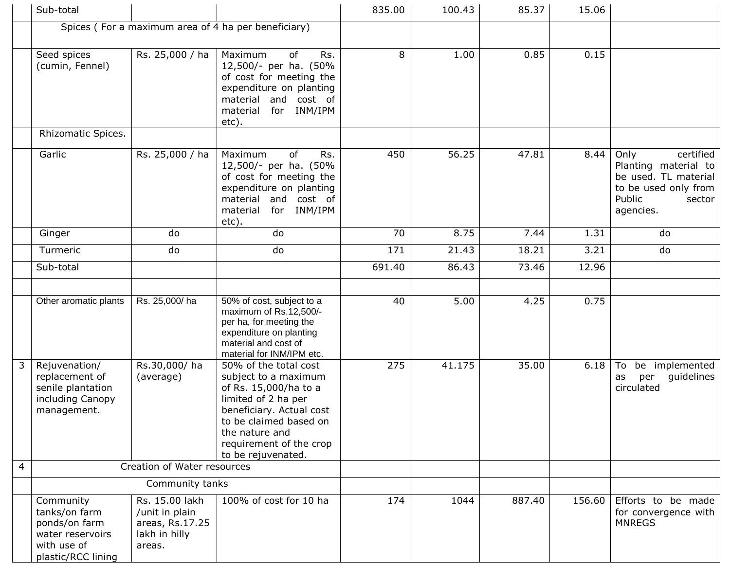| | | | | | | | | |
|---|---|---|---|---|---|---|---|---|
| | Sub-total | | | 835.00 | 100.43 | 85.37 | 15.06 | |
| | Spices ( For a maximum area of 4 ha per beneficiary) | | | | | | | |
| | Seed spices (cumin, Fennel) | Rs. 25,000 / ha | Maximum of Rs. 12,500/- per ha. (50% of cost for meeting the expenditure on planting material and cost of material for INM/IPM etc). | 8 | 1.00 | 0.85 | 0.15 | |
| | Rhizomatic Spices. | | | | | | | |
| | Garlic | Rs. 25,000 / ha | Maximum of Rs. 12,500/- per ha. (50% of cost for meeting the expenditure on planting material and cost of material for INM/IPM etc). | 450 | 56.25 | 47.81 | 8.44 | Only certified Planting material to be used. TL material to be used only from Public sector agencies. |
| | Ginger | do | do | 70 | 8.75 | 7.44 | 1.31 | do |
| | Turmeric | do | do | 171 | 21.43 | 18.21 | 3.21 | do |
| | Sub-total | | | 691.40 | 86.43 | 73.46 | 12.96 | |
| | | | | | | | | |
| | Other aromatic plants | Rs. 25,000/ ha | 50% of cost, subject to a maximum of Rs.12,500/- per ha, for meeting the expenditure on planting material and cost of material for INM/IPM etc. | 40 | 5.00 | 4.25 | 0.75 | |
| 3 | Rejuvenation/ replacement of senile plantation including Canopy management. | Rs.30,000/ ha (average) | 50% of the total cost subject to a maximum of Rs. 15,000/ha to a limited of 2 ha per beneficiary. Actual cost to be claimed based on the nature and requirement of the crop to be rejuvenated. | 275 | 41.175 | 35.00 | 6.18 | To be implemented as per guidelines circulated |
| 4 | Creation of Water resources | | | | | | | |
| | Community tanks | | | | | | | |
| | Community tanks/on farm ponds/on farm water reservoirs with use of plastic/RCC lining | Rs. 15.00 lakh /unit in plain areas, Rs.17.25 lakh in hilly areas. | 100% of cost for 10 ha | 174 | 1044 | 887.40 | 156.60 | Efforts to be made for convergence with MNREGS |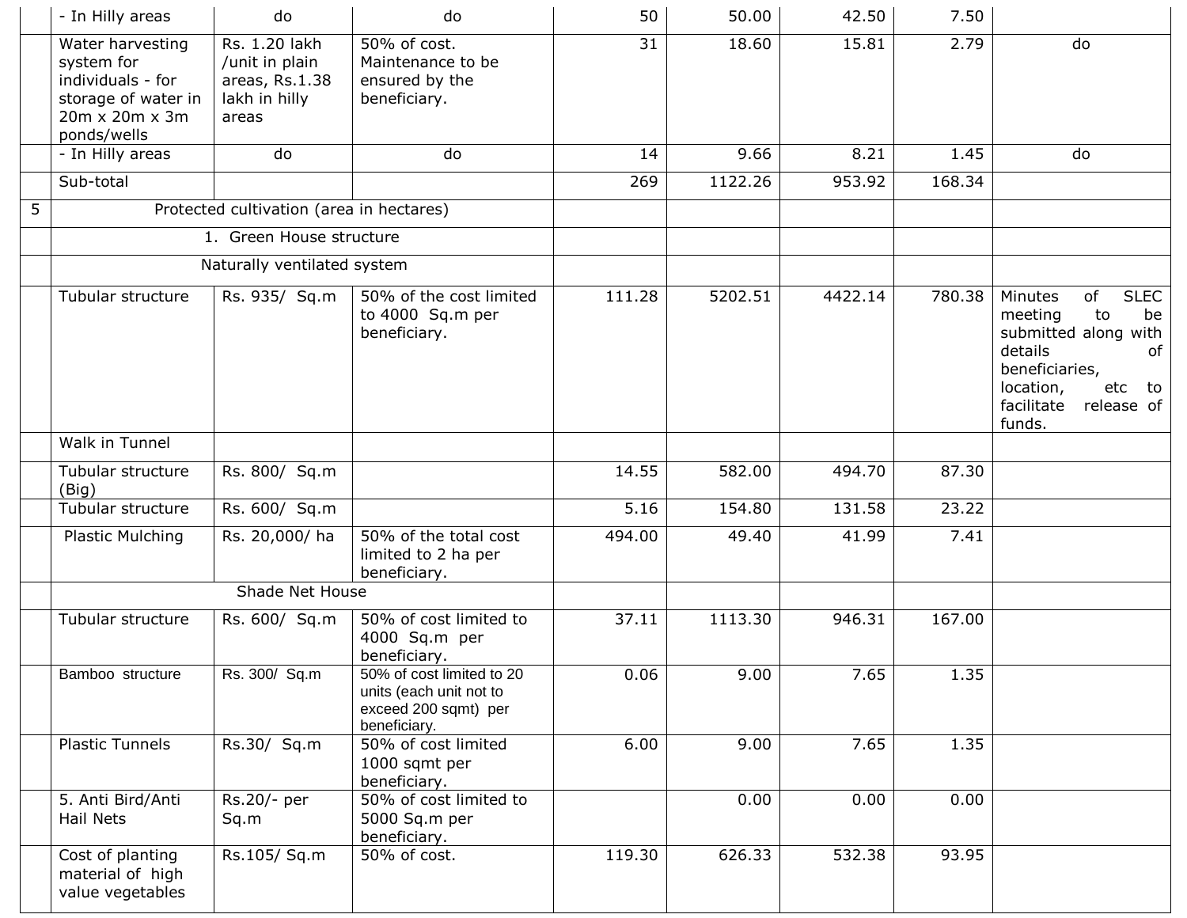| | | | | | | | | |
|---|---|---|---|---|---|---|---|---|
| | - In Hilly areas | do | do | 50 | 50.00 | 42.50 | 7.50 | |
| | Water harvesting system for individuals - for storage of water in 20m x 20m x 3m ponds/wells | Rs. 1.20 lakh /unit in plain areas, Rs.1.38 lakh in hilly areas | 50% of cost. Maintenance to be ensured by the beneficiary. | 31 | 18.60 | 15.81 | 2.79 | do |
| | - In Hilly areas | do | do | 14 | 9.66 | 8.21 | 1.45 | do |
| | Sub-total | | | 269 | 1122.26 | 953.92 | 168.34 | |
| 5 | Protected cultivation (area in hectares) | | | | | | | |
| | 1. Green House structure | | | | | | | |
| | Naturally ventilated system | | | | | | | |
| | Tubular structure | Rs. 935/ Sq.m | 50% of the cost limited to 4000 Sq.m per beneficiary. | 111.28 | 5202.51 | 4422.14 | 780.38 | Minutes of SLEC meeting to be submitted along with details of beneficiaries, location, etc to facilitate release of funds. |
| | Walk in Tunnel | | | | | | | |
| | Tubular structure (Big) | Rs. 800/ Sq.m | | 14.55 | 582.00 | 494.70 | 87.30 | |
| | Tubular structure | Rs. 600/ Sq.m | | 5.16 | 154.80 | 131.58 | 23.22 | |
| | Plastic Mulching | Rs. 20,000/ ha | 50% of the total cost limited to 2 ha per beneficiary. | 494.00 | 49.40 | 41.99 | 7.41 | |
| | Shade Net House | | | | | | | |
| | Tubular structure | Rs. 600/ Sq.m | 50% of cost limited to 4000 Sq.m per beneficiary. | 37.11 | 1113.30 | 946.31 | 167.00 | |
| | Bamboo structure | Rs. 300/ Sq.m | 50% of cost limited to 20 units (each unit not to exceed 200 sqmt) per beneficiary. | 0.06 | 9.00 | 7.65 | 1.35 | |
| | Plastic Tunnels | Rs.30/ Sq.m | 50% of cost limited 1000 sqmt per beneficiary. | 6.00 | 9.00 | 7.65 | 1.35 | |
| | 5. Anti Bird/Anti Hail Nets | Rs.20/- per Sq.m | 50% of cost limited to 5000 Sq.m per beneficiary. | | 0.00 | 0.00 | 0.00 | |
| | Cost of planting material of high value vegetables | Rs.105/ Sq.m | 50% of cost. | 119.30 | 626.33 | 532.38 | 93.95 | |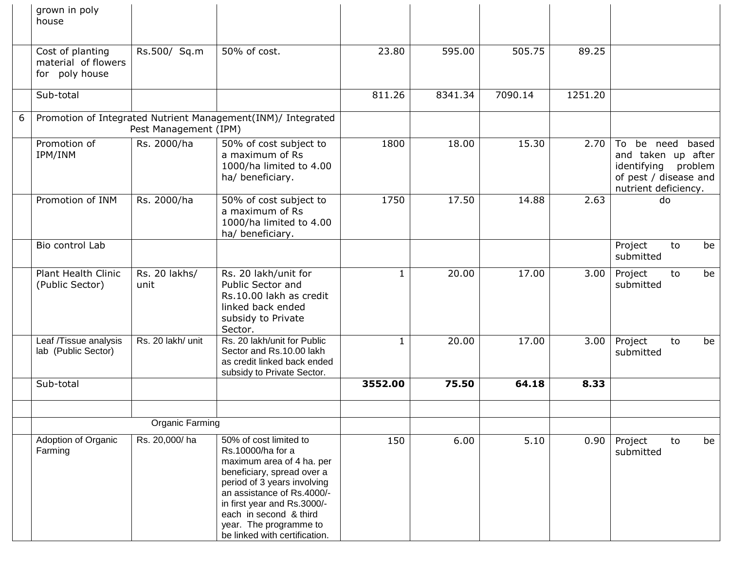| | | | | | | | | |
|---|---|---|---|---|---|---|---|---|
| | grown in poly house | | | | | | | |
| | Cost of planting material of flowers for poly house | Rs.500/ Sq.m | 50% of cost. | 23.80 | 595.00 | 505.75 | 89.25 | |
| | Sub-total | | | 811.26 | 8341.34 | 7090.14 | 1251.20 | |
| 6 | Promotion of Integrated Nutrient Management(INM)/ Integrated Pest Management (IPM) | | | | | | | |
| | Promotion of IPM/INM | Rs. 2000/ha | 50% of cost subject to a maximum of Rs 1000/ha limited to 4.00 ha/ beneficiary. | 1800 | 18.00 | 15.30 | 2.70 | To be need based and taken up after identifying problem of pest / disease and nutrient deficiency. |
| | Promotion of INM | Rs. 2000/ha | 50% of cost subject to a maximum of Rs 1000/ha limited to 4.00 ha/ beneficiary. | 1750 | 17.50 | 14.88 | 2.63 | do |
| | Bio control Lab | | | | | | | Project to be submitted |
| | Plant Health Clinic (Public Sector) | Rs. 20 lakhs/ unit | Rs. 20 lakh/unit for Public Sector and Rs.10.00 lakh as credit linked back ended subsidy to Private Sector. | 1 | 20.00 | 17.00 | 3.00 | Project to be submitted |
| | Leaf /Tissue analysis lab (Public Sector) | Rs. 20 lakh/ unit | Rs. 20 lakh/unit for Public Sector and Rs.10.00 lakh as credit linked back ended subsidy to Private Sector. | 1 | 20.00 | 17.00 | 3.00 | Project to be submitted |
| | Sub-total | | | **3552.00** | **75.50** | **64.18** | **8.33** | |
| | | | | | | | | |
| | Organic Farming | | | | | | | |
| | Adoption of Organic Farming | Rs. 20,000/ ha | 50% of cost limited to Rs.10000/ha for a maximum area of 4 ha. per beneficiary, spread over a period of 3 years involving an assistance of Rs.4000/- in first year and Rs.3000/- each in second & third year. The programme to be linked with certification. | 150 | 6.00 | 5.10 | 0.90 | Project to be submitted |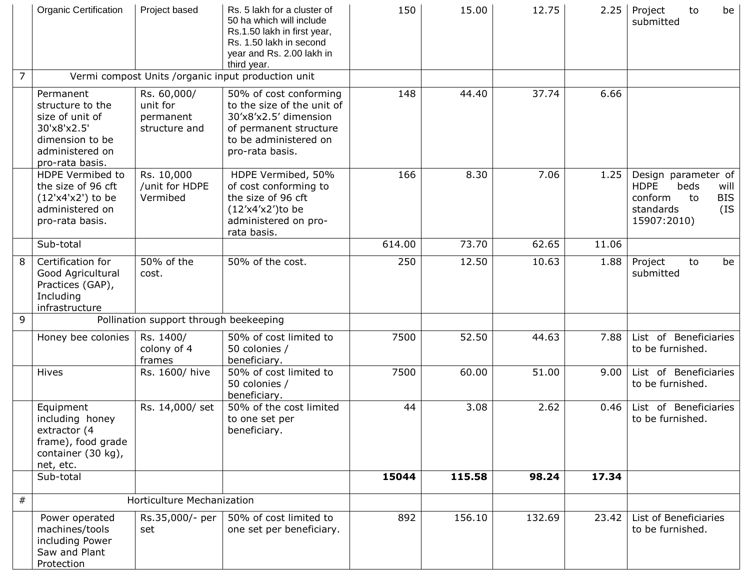| | | | | | | | | |
|---|---|---|---|---|---|---|---|---|
| | Organic Certification | Project based | Rs. 5 lakh for a cluster of 50 ha which will include Rs.1.50 lakh in first year, Rs. 1.50 lakh in second year and Rs. 2.00 lakh in third year. | 150 | 15.00 | 12.75 | 2.25 | Project to be submitted |
| 7 | Vermi compost Units /organic input production unit | | | | | | | |
| | Permanent structure to the size of unit of 30'x8'x2.5' dimension to be administered on pro-rata basis. | Rs. 60,000/ unit for permanent structure and | 50% of cost conforming to the size of the unit of 30'x8'x2.5' dimension of permanent structure to be administered on pro-rata basis. | 148 | 44.40 | 37.74 | 6.66 | |
| | HDPE Vermibed to the size of 96 cft (12'x4'x2') to be administered on pro-rata basis. | Rs. 10,000 /unit for HDPE Vermibed | HDPE Vermibed, 50% of cost conforming to the size of 96 cft (12'x4'x2')to be administered on pro-rata basis. | 166 | 8.30 | 7.06 | 1.25 | Design parameter of HDPE beds will conform to BIS standards (IS 15907:2010) |
| | Sub-total | | | 614.00 | 73.70 | 62.65 | 11.06 | |
| 8 | Certification for Good Agricultural Practices (GAP), Including infrastructure | 50% of the cost. | 50% of the cost. | 250 | 12.50 | 10.63 | 1.88 | Project to be submitted |
| 9 | Pollination support through beekeeping | | | | | | | |
| | Honey bee colonies | Rs. 1400/ colony of 4 frames | 50% of cost limited to 50 colonies / beneficiary. | 7500 | 52.50 | 44.63 | 7.88 | List of Beneficiaries to be furnished. |
| | Hives | Rs. 1600/ hive | 50% of cost limited to 50 colonies / beneficiary. | 7500 | 60.00 | 51.00 | 9.00 | List of Beneficiaries to be furnished. |
| | Equipment including honey extractor (4 frame), food grade container (30 kg), net, etc. | Rs. 14,000/ set | 50% of the cost limited to one set per beneficiary. | 44 | 3.08 | 2.62 | 0.46 | List of Beneficiaries to be furnished. |
| | Sub-total | | | **15044** | **115.58** | **98.24** | **17.34** | |
| # | Horticulture Mechanization | | | | | | | |
| | Power operated machines/tools including Power Saw and Plant Protection | Rs.35,000/- per set | 50% of cost limited to one set per beneficiary. | 892 | 156.10 | 132.69 | 23.42 | List of Beneficiaries to be furnished. |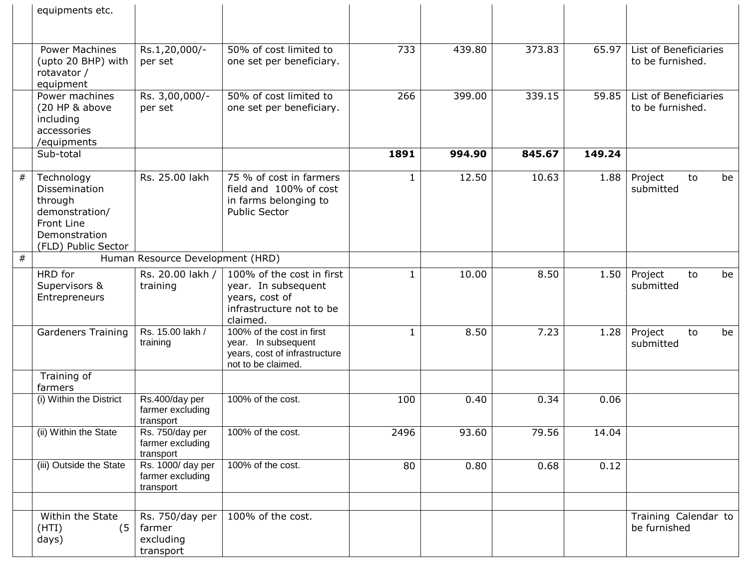| | | | | | | | | |
|---|---|---|---|---|---|---|---|---|
| | equipments etc. | | | | | | | |
| | Power Machines (upto 20 BHP) with rotavator / equipment | Rs.1,20,000/- per set | 50% of cost limited to one set per beneficiary. | 733 | 439.80 | 373.83 | 65.97 | List of Beneficiaries to be furnished. |
| | Power machines (20 HP & above including accessories /equipments | Rs. 3,00,000/- per set | 50% of cost limited to one set per beneficiary. | 266 | 399.00 | 339.15 | 59.85 | List of Beneficiaries to be furnished. |
| | Sub-total | | | **1891** | **994.90** | **845.67** | **149.24** | |
| # | Technology Dissemination through demonstration/ Front Line Demonstration (FLD) Public Sector | Rs. 25.00 lakh | 75 % of cost in farmers field and 100% of cost in farms belonging to Public Sector | 1 | 12.50 | 10.63 | 1.88 | Project to be submitted |
| # | Human Resource Development (HRD) | | | | | | | |
| | HRD for Supervisors & Entrepreneurs | Rs. 20.00 lakh / training | 100% of the cost in first year. In subsequent years, cost of infrastructure not to be claimed. | 1 | 10.00 | 8.50 | 1.50 | Project to be submitted |
| | Gardeners Training | Rs. 15.00 lakh / training | 100% of the cost in first year. In subsequent years, cost of infrastructure not to be claimed. | 1 | 8.50 | 7.23 | 1.28 | Project to be submitted |
| | Training of farmers | | | | | | | |
| | (i) Within the District | Rs.400/day per farmer excluding transport | 100% of the cost. | 100 | 0.40 | 0.34 | 0.06 | |
| | (ii) Within the State | Rs. 750/day per farmer excluding transport | 100% of the cost. | 2496 | 93.60 | 79.56 | 14.04 | |
| | (iii) Outside the State | Rs. 1000/ day per farmer excluding transport | 100% of the cost. | 80 | 0.80 | 0.68 | 0.12 | |
| | | | | | | | | |
| | Within the State (HTI) (5 days) | Rs. 750/day per farmer excluding transport | 100% of the cost. | | | | | Training Calendar to be furnished |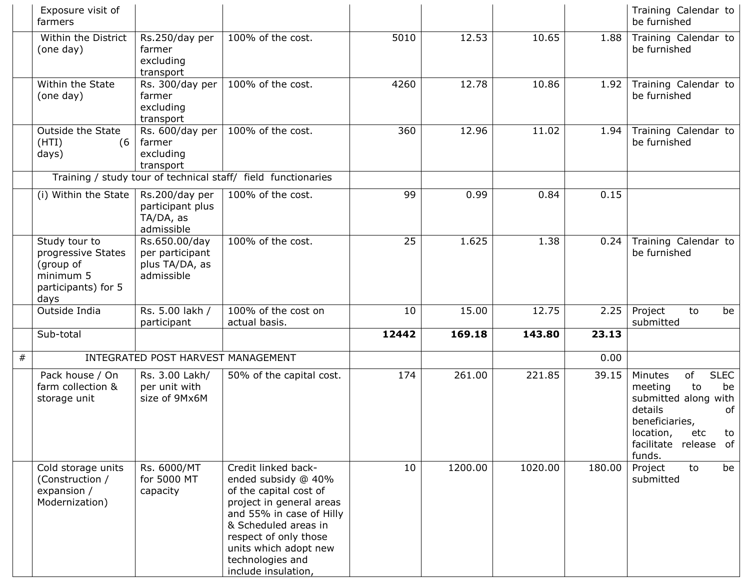| | | | | | | | | |
|---|---|---|---|---|---|---|---|---|
| | Exposure visit of farmers | | | | | | | Training Calendar to be furnished |
| | Within the District (one day) | Rs.250/day per farmer excluding transport | 100% of the cost. | 5010 | 12.53 | 10.65 | 1.88 | Training Calendar to be furnished |
| | Within the State (one day) | Rs. 300/day per farmer excluding transport | 100% of the cost. | 4260 | 12.78 | 10.86 | 1.92 | Training Calendar to be furnished |
| | Outside the State (HTI) (6 days) | Rs. 600/day per farmer excluding transport | 100% of the cost. | 360 | 12.96 | 11.02 | 1.94 | Training Calendar to be furnished |
| | Training / study tour of technical staff/ field functionaries | | | | | | | |
| | (i) Within the State | Rs.200/day per participant plus TA/DA, as admissible | 100% of the cost. | 99 | 0.99 | 0.84 | 0.15 | |
| | Study tour to progressive States (group of minimum 5 participants) for 5 days | Rs.650.00/day per participant plus TA/DA, as admissible | 100% of the cost. | 25 | 1.625 | 1.38 | 0.24 | Training Calendar to be furnished |
| | Outside India | Rs. 5.00 lakh / participant | 100% of the cost on actual basis. | 10 | 15.00 | 12.75 | 2.25 | Project to be submitted |
| | Sub-total | | | **12442** | **169.18** | **143.80** | **23.13** | |
| # | INTEGRATED POST HARVEST MANAGEMENT | | | | | | 0.00 | |
| | Pack house / On farm collection & storage unit | Rs. 3.00 Lakh/ per unit with size of 9Mx6M | 50% of the capital cost. | 174 | 261.00 | 221.85 | 39.15 | Minutes of SLEC meeting to be submitted along with details of beneficiaries, location, etc to facilitate release of funds. |
| | Cold storage units (Construction / expansion / Modernization) | Rs. 6000/MT for 5000 MT capacity | Credit linked back-ended subsidy @ 40% of the capital cost of project in general areas and 55% in case of Hilly & Scheduled areas in respect of only those units which adopt new technologies and include insulation, | 10 | 1200.00 | 1020.00 | 180.00 | Project to be submitted |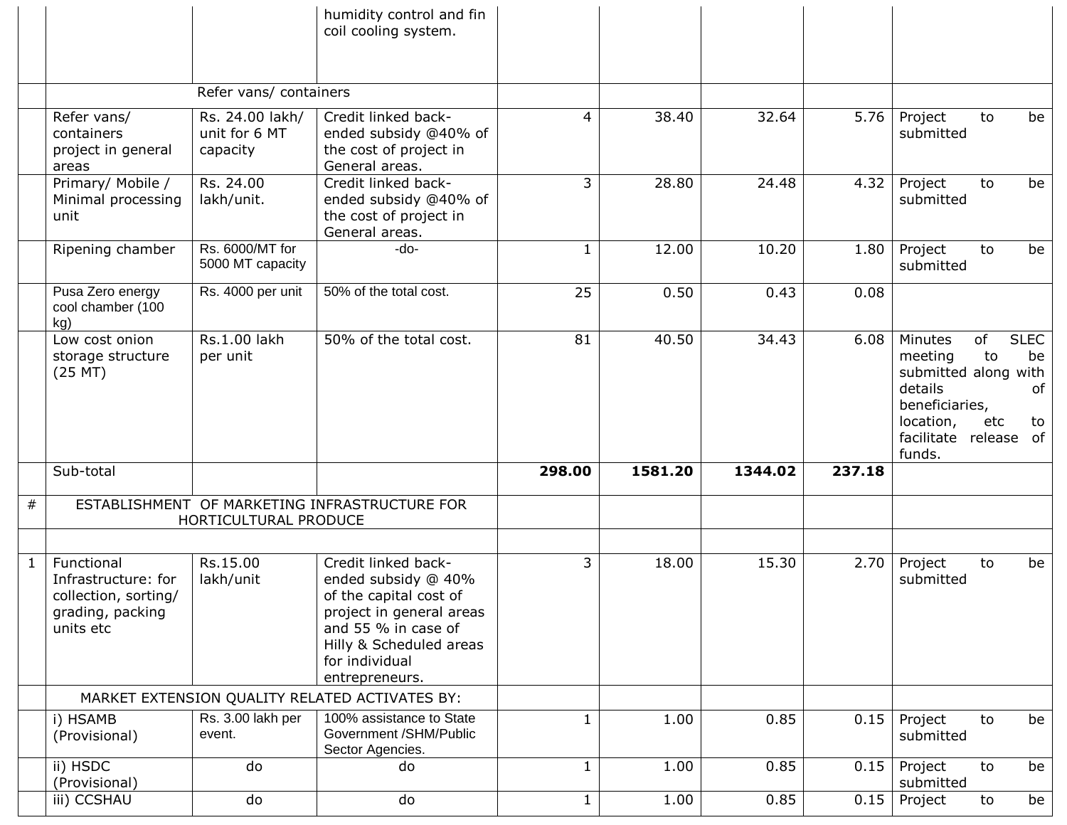| | | | | | | | | |
|---|---|---|---|---|---|---|---|---|
| | | | humidity control and fin coil cooling system. | | | | | |
| | Refer vans/ containers | | | | | | | |
| | Refer vans/ containers project in general areas | Rs. 24.00 lakh/ unit for 6 MT capacity | Credit linked back-ended subsidy @40% of the cost of project in General areas. | 4 | 38.40 | 32.64 | 5.76 | Project to be submitted |
| | Primary/ Mobile / Minimal processing unit | Rs. 24.00 lakh/unit. | Credit linked back-ended subsidy @40% of the cost of project in General areas. | 3 | 28.80 | 24.48 | 4.32 | Project to be submitted |
| | Ripening chamber | Rs. 6000/MT for 5000 MT capacity | -do- | 1 | 12.00 | 10.20 | 1.80 | Project to be submitted |
| | Pusa Zero energy cool chamber (100 kg) | Rs. 4000 per unit | 50% of the total cost. | 25 | 0.50 | 0.43 | 0.08 | |
| | Low cost onion storage structure (25 MT) | Rs.1.00 lakh per unit | 50% of the total cost. | 81 | 40.50 | 34.43 | 6.08 | Minutes of SLEC meeting to be submitted along with details of beneficiaries, location, etc to facilitate release of funds. |
| | Sub-total | | | **298.00** | **1581.20** | **1344.02** | **237.18** | |
| # | ESTABLISHMENT OF MARKETING INFRASTRUCTURE FOR HORTICULTURAL PRODUCE | | | | | | | |
| | | | | | | | | |
| 1 | Functional Infrastructure: for collection, sorting/ grading, packing units etc | Rs.15.00 lakh/unit | Credit linked back-ended subsidy @ 40% of the capital cost of project in general areas and 55 % in case of Hilly & Scheduled areas for individual entrepreneurs. | 3 | 18.00 | 15.30 | 2.70 | Project to be submitted |
| | MARKET EXTENSION QUALITY RELATED ACTIVATES BY: | | | | | | | |
| | i) HSAMB (Provisional) | Rs. 3.00 lakh per event. | 100% assistance to State Government /SHM/Public Sector Agencies. | 1 | 1.00 | 0.85 | 0.15 | Project to be submitted |
| | ii) HSDC (Provisional) | do | do | 1 | 1.00 | 0.85 | 0.15 | Project to be submitted |
| | iii) CCSHAU | do | do | 1 | 1.00 | 0.85 | 0.15 | Project to be |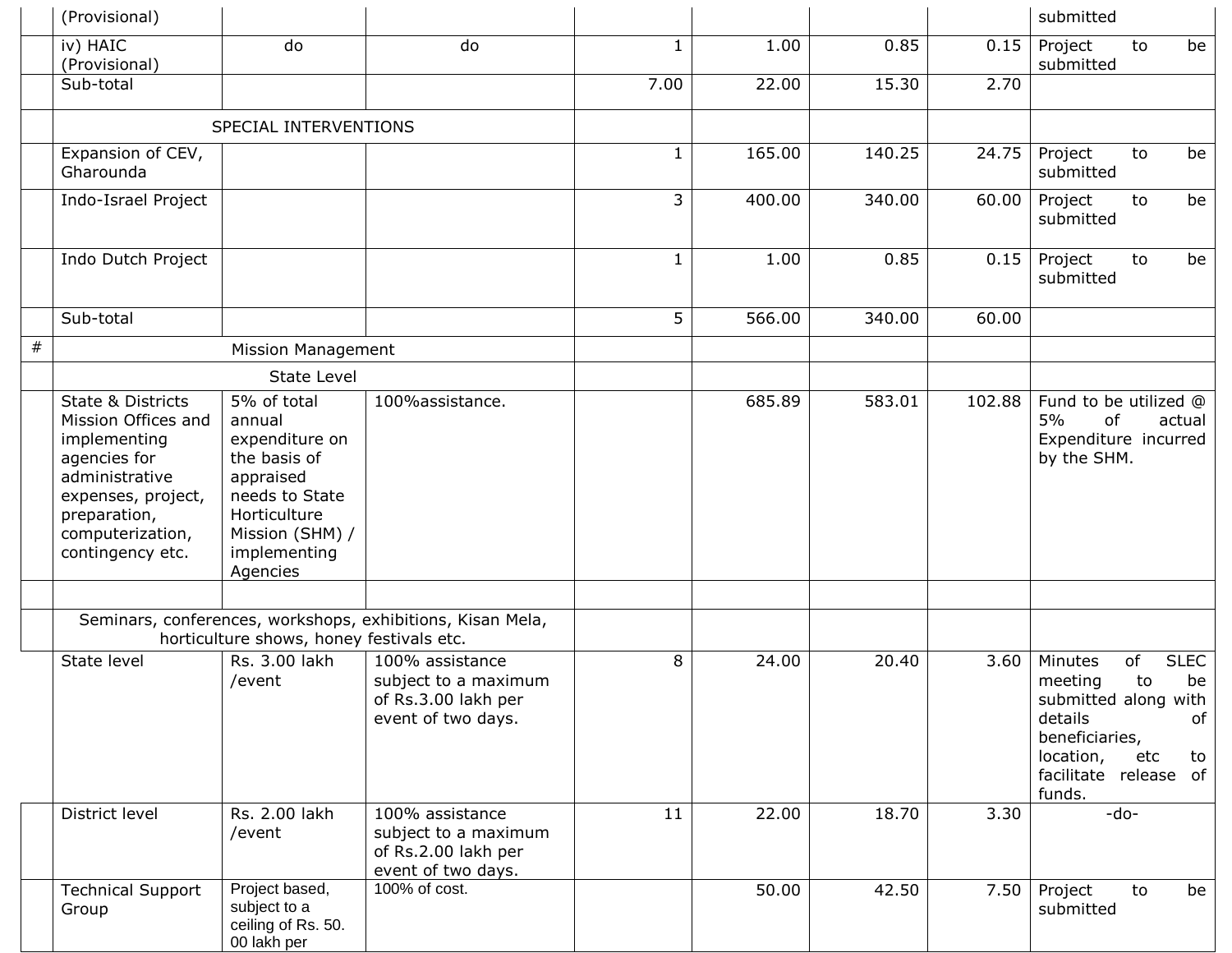| | | | | | | | | |
|---|---|---|---|---|---|---|---|---|
| | (Provisional) | | | | | | | submitted |
| | iv) HAIC (Provisional) | do | do | 1 | 1.00 | 0.85 | 0.15 | Project to be submitted |
| | Sub-total | | | 7.00 | 22.00 | 15.30 | 2.70 | |
| | SPECIAL INTERVENTIONS | | | | | | | |
| | Expansion of CEV, Gharounda | | | 1 | 165.00 | 140.25 | 24.75 | Project to be submitted |
| | Indo-Israel Project | | | 3 | 400.00 | 340.00 | 60.00 | Project to be submitted |
| | Indo Dutch Project | | | 1 | 1.00 | 0.85 | 0.15 | Project to be submitted |
| | Sub-total | | | 5 | 566.00 | 340.00 | 60.00 | |
| # | Mission Management | | | | | | | |
| | State Level | | | | | | | |
| | State & Districts Mission Offices and implementing agencies for administrative expenses, project, preparation, computerization, contingency etc. | 5% of total annual expenditure on the basis of appraised needs to State Horticulture Mission (SHM) / implementing Agencies | 100%assistance. | | 685.89 | 583.01 | 102.88 | Fund to be utilized @ 5% of actual Expenditure incurred by the SHM. |
| | | | | | | | | |
| | Seminars, conferences, workshops, exhibitions, Kisan Mela, horticulture shows, honey festivals etc. | | | | | | | |
| | State level | Rs. 3.00 lakh /event | 100% assistance subject to a maximum of Rs.3.00 lakh per event of two days. | 8 | 24.00 | 20.40 | 3.60 | Minutes of SLEC meeting to be submitted along with details of beneficiaries, location, etc to facilitate release of funds. |
| | District level | Rs. 2.00 lakh /event | 100% assistance subject to a maximum of Rs.2.00 lakh per event of two days. | 11 | 22.00 | 18.70 | 3.30 | -do- |
| | Technical Support Group | Project based, subject to a ceiling of Rs. 50. 00 lakh per | 100% of cost. | | 50.00 | 42.50 | 7.50 | Project to be submitted |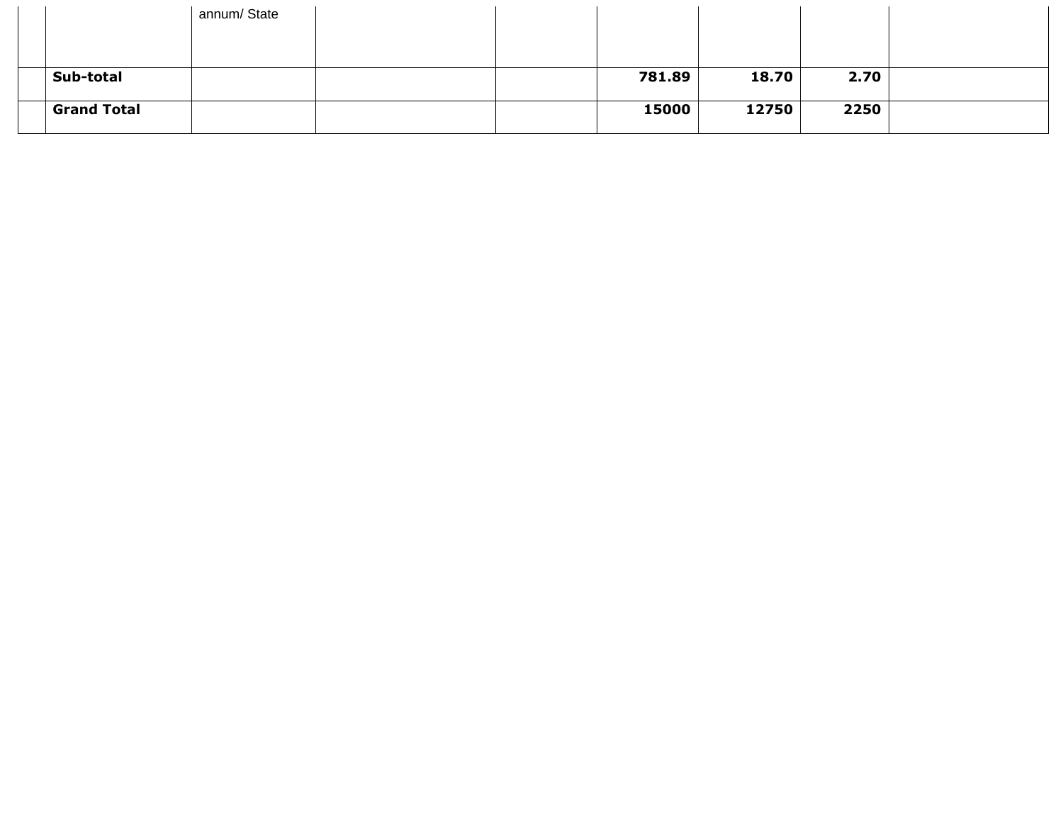| | | | | | | | | |
|---|---|---|---|---|---|---|---|---|
| | | annum/ State | | | | | | |
| | **Sub-total** | | | | **781.89** | **18.70** | **2.70** | |
| | **Grand Total** | | | | **15000** | **12750** | **2250** | |